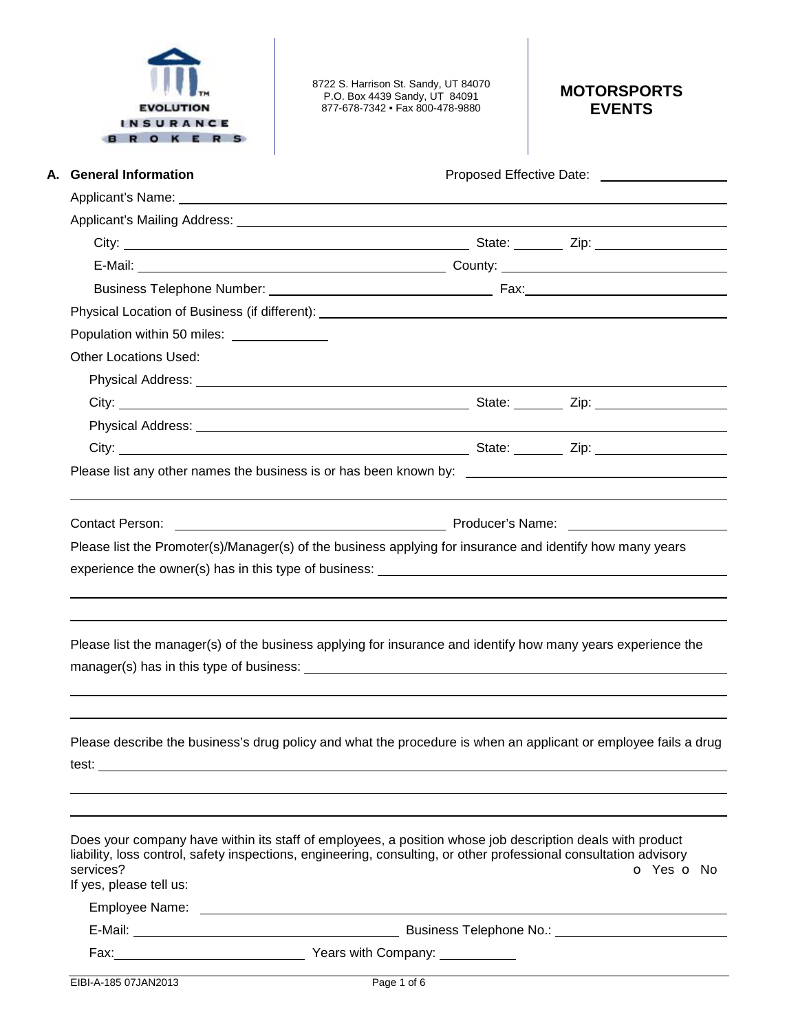EVOLUTION INSURANCE BROKERS

8722 S. Harrison St. Sandy, UT 84070
P.O. Box 4439 Sandy, UT 84091
877-678-7342 • Fax 800-478-9880

# MOTORSPORTS EVENTS

## A. General Information

Proposed Effective Date: ________________

Applicant's Name: ________________

Applicant's Mailing Address: ________________

City: ________________ State: ________ Zip: ________________

E-Mail: ________________ County: ________________

Business Telephone Number: ________________ Fax: ________________

Physical Location of Business (if different): ________________

Population within 50 miles: ________________

Other Locations Used:

Physical Address: ________________

City: ________________ State: ________ Zip: ________________

Physical Address: ________________

City: ________________ State: ________ Zip: ________________

Please list any other names the business is or has been known by: ________________

Contact Person: ________________ Producer's Name: ________________

Please list the Promoter(s)/Manager(s) of the business applying for insurance and identify how many years experience the owner(s) has in this type of business: ________________

Please list the manager(s) of the business applying for insurance and identify how many years experience the manager(s) has in this type of business: ________________

Please describe the business's drug policy and what the procedure is when an applicant or employee fails a drug test: ________________

Does your company have within its staff of employees, a position whose job description deals with product liability, loss control, safety inspections, engineering, consulting, or other professional consultation advisory services? o Yes o No

If yes, please tell us:

Employee Name: ________________

E-Mail: ________________ Business Telephone No.: ________________

Fax: ________________ Years with Company: ________________

EIBI-A-185 07JAN2013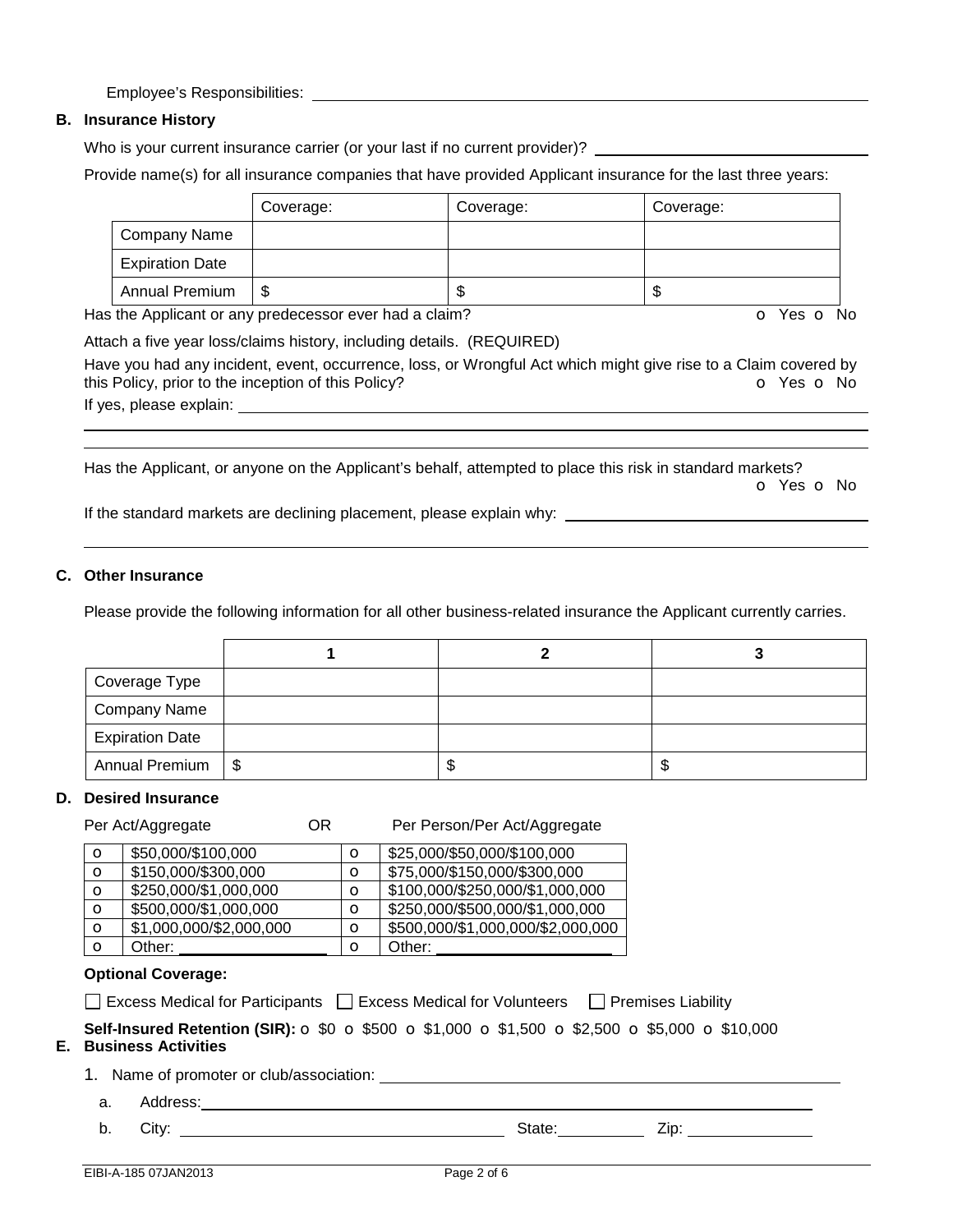Employee's Responsibilities: ______________________________

**B. Insurance History**

Who is your current insurance carrier (or your last if no current provider)? ______________________________

Provide name(s) for all insurance companies that have provided Applicant insurance for the last three years:

| | Coverage: | Coverage: | Coverage: |
|---|---|---|---|
| Company Name | | | |
| Expiration Date | | | |
| Annual Premium | $ | $ | $ |

Has the Applicant or any predecessor ever had a claim? o Yes o No

Attach a five year loss/claims history, including details. (REQUIRED)

Have you had any incident, event, occurrence, loss, or Wrongful Act which might give rise to a Claim covered by this Policy, prior to the inception of this Policy? o Yes o No

If yes, please explain: ______________________________

Has the Applicant, or anyone on the Applicant's behalf, attempted to place this risk in standard markets? o Yes o No

If the standard markets are declining placement, please explain why: ______________________________

**C. Other Insurance**

Please provide the following information for all other business-related insurance the Applicant currently carries.

| | 1 | 2 | 3 |
|---|---|---|---|
| Coverage Type | | | |
| Company Name | | | |
| Expiration Date | | | |
| Annual Premium | $ | $ | $ |

**D. Desired Insurance**

Per Act/Aggregate OR Per Person/Per Act/Aggregate

| | Per Act/Aggregate | | Per Person/Per Act/Aggregate |
|---|---|---|---|
| o | $50,000/$100,000 | o | $25,000/$50,000/$100,000 |
| o | $150,000/$300,000 | o | $75,000/$150,000/$300,000 |
| o | $250,000/$1,000,000 | o | $100,000/$250,000/$1,000,000 |
| o | $500,000/$1,000,000 | o | $250,000/$500,000/$1,000,000 |
| o | $1,000,000/$2,000,000 | o | $500,000/$1,000,000/$2,000,000 |
| o | Other: ____________ | o | Other: ____________ |

**Optional Coverage:**

☐ Excess Medical for Participants ☐ Excess Medical for Volunteers ☐ Premises Liability

**Self-Insured Retention (SIR):** o $0 o $500 o $1,000 o $1,500 o $2,500 o $5,000 o $10,000

**E. Business Activities**

1. Name of promoter or club/association: ______________________________
   a. Address: ______________________________
   b. City: ____________ State: ____________ Zip: ____________

EIBI-A-185 07JAN2013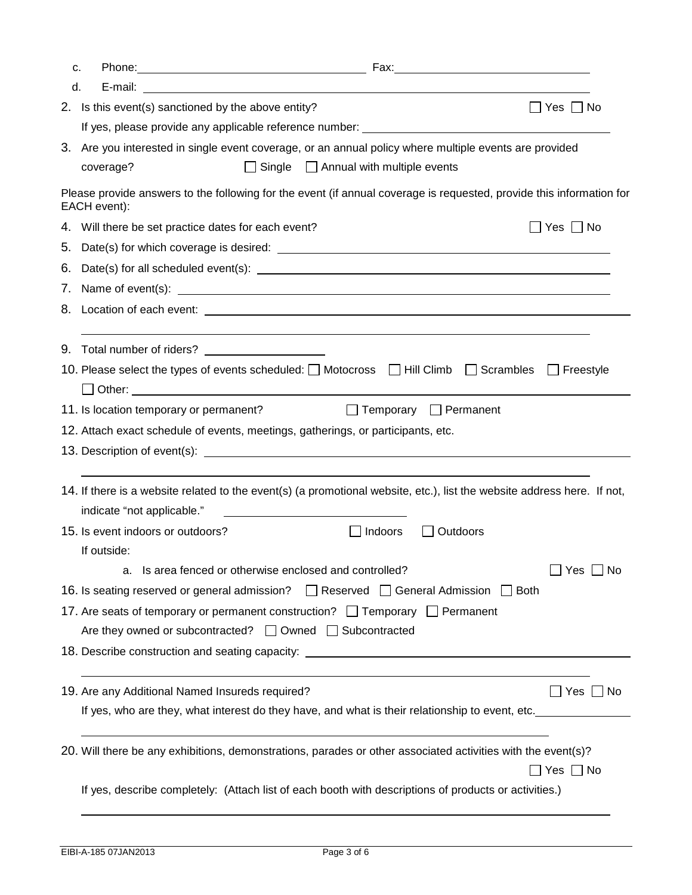c. Phone: ____________________ Fax: ____________________

d. E-mail: ____________________

2. Is this event(s) sanctioned by the above entity? ☐ Yes ☐ No

   If yes, please provide any applicable reference number: ____________________

3. Are you interested in single event coverage, or an annual policy where multiple events are provided coverage? ☐ Single ☐ Annual with multiple events

Please provide answers to the following for the event (if annual coverage is requested, provide this information for EACH event):

4. Will there be set practice dates for each event? ☐ Yes ☐ No

5. Date(s) for which coverage is desired: ____________________

6. Date(s) for all scheduled event(s): ____________________

7. Name of event(s): ____________________

8. Location of each event: ____________________

   ____________________

9. Total number of riders? ____________________

10. Please select the types of events scheduled: ☐ Motocross ☐ Hill Climb ☐ Scrambles ☐ Freestyle ☐ Other: ____________________

11. Is location temporary or permanent? ☐ Temporary ☐ Permanent

12. Attach exact schedule of events, meetings, gatherings, or participants, etc.

13. Description of event(s): ____________________

    ____________________

14. If there is a website related to the event(s) (a promotional website, etc.), list the website address here. If not, indicate "not applicable." ____________________

15. Is event indoors or outdoors? ☐ Indoors ☐ Outdoors

    If outside:

    a. Is area fenced or otherwise enclosed and controlled? ☐ Yes ☐ No

16. Is seating reserved or general admission? ☐ Reserved ☐ General Admission ☐ Both

17. Are seats of temporary or permanent construction? ☐ Temporary ☐ Permanent

    Are they owned or subcontracted? ☐ Owned ☐ Subcontracted

18. Describe construction and seating capacity: ____________________

    ____________________

19. Are any Additional Named Insureds required? ☐ Yes ☐ No

    If yes, who are they, what interest do they have, and what is their relationship to event, etc. ____________________

    ____________________

20. Will there be any exhibitions, demonstrations, parades or other associated activities with the event(s)? ☐ Yes ☐ No

    If yes, describe completely: (Attach list of each booth with descriptions of products or activities.)

    ____________________

EIBI-A-185 07JAN2013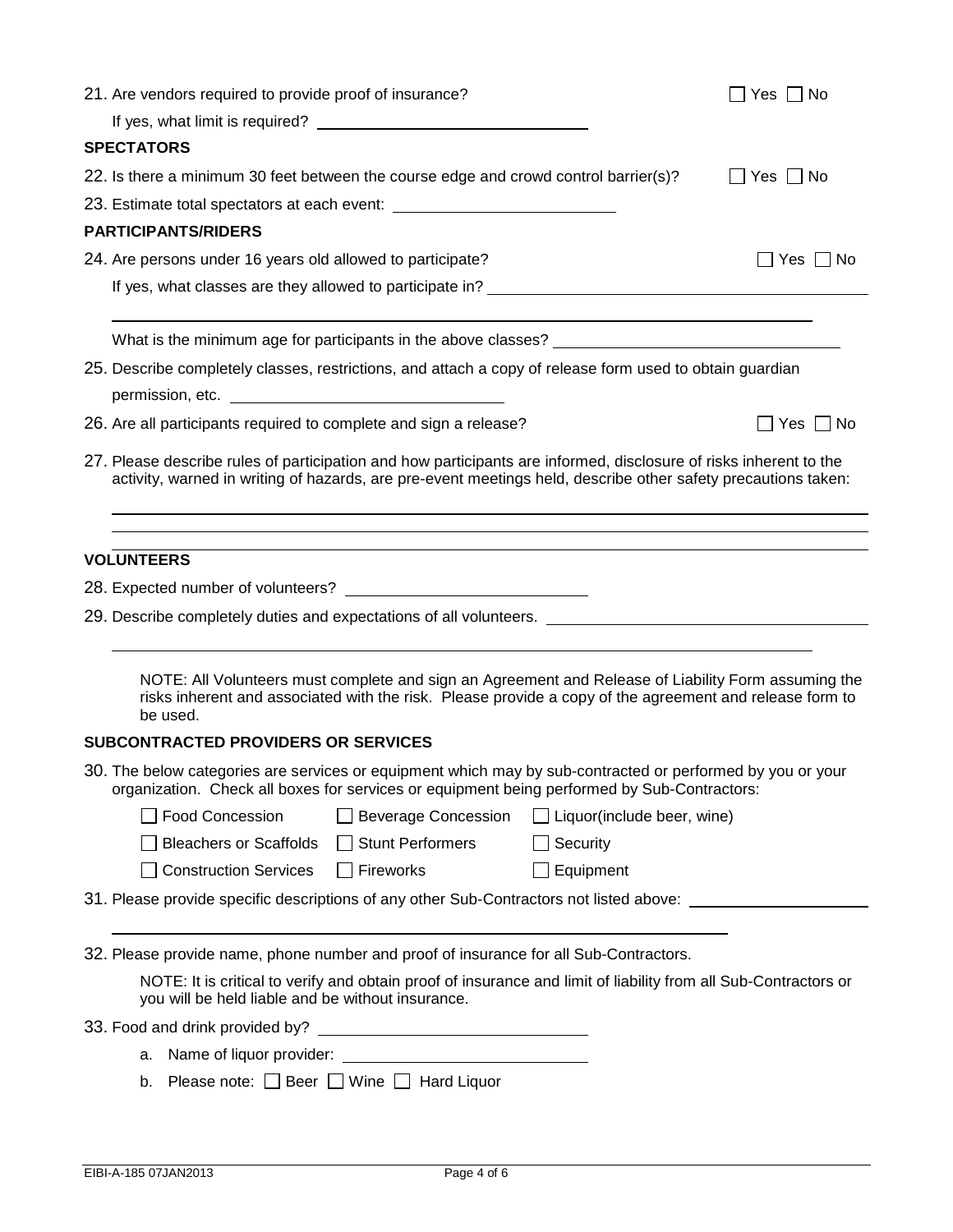21. Are vendors required to provide proof of insurance? ☐ Yes ☐ No

    If yes, what limit is required? ______________________________

**SPECTATORS**

22. Is there a minimum 30 feet between the course edge and crowd control barrier(s)? ☐ Yes ☐ No

23. Estimate total spectators at each event: ______________________________

**PARTICIPANTS/RIDERS**

24. Are persons under 16 years old allowed to participate? ☐ Yes ☐ No

    If yes, what classes are they allowed to participate in? ______________________________

    ______________________________

    What is the minimum age for participants in the above classes? ______________________________

25. Describe completely classes, restrictions, and attach a copy of release form used to obtain guardian permission, etc. ______________________________

26. Are all participants required to complete and sign a release? ☐ Yes ☐ No

27. Please describe rules of participation and how participants are informed, disclosure of risks inherent to the activity, warned in writing of hazards, are pre-event meetings held, describe other safety precautions taken:

    ______________________________

    ______________________________

    ______________________________

**VOLUNTEERS**

28. Expected number of volunteers? ______________________________

29. Describe completely duties and expectations of all volunteers. ______________________________

    ______________________________

    NOTE: All Volunteers must complete and sign an Agreement and Release of Liability Form assuming the risks inherent and associated with the risk. Please provide a copy of the agreement and release form to be used.

**SUBCONTRACTED PROVIDERS OR SERVICES**

30. The below categories are services or equipment which may by sub-contracted or performed by you or your organization. Check all boxes for services or equipment being performed by Sub-Contractors:

| | | |
|---|---|---|
| ☐ Food Concession | ☐ Beverage Concession | ☐ Liquor(include beer, wine) |
| ☐ Bleachers or Scaffolds | ☐ Stunt Performers | ☐ Security |
| ☐ Construction Services | ☐ Fireworks | ☐ Equipment |

31. Please provide specific descriptions of any other Sub-Contractors not listed above: ______________________________

    ______________________________

32. Please provide name, phone number and proof of insurance for all Sub-Contractors.

    NOTE: It is critical to verify and obtain proof of insurance and limit of liability from all Sub-Contractors or you will be held liable and be without insurance.

33. Food and drink provided by? ______________________________

    a. Name of liquor provider: ______________________________

    b. Please note: ☐ Beer ☐ Wine ☐ Hard Liquor

EIBI-A-185 07JAN2013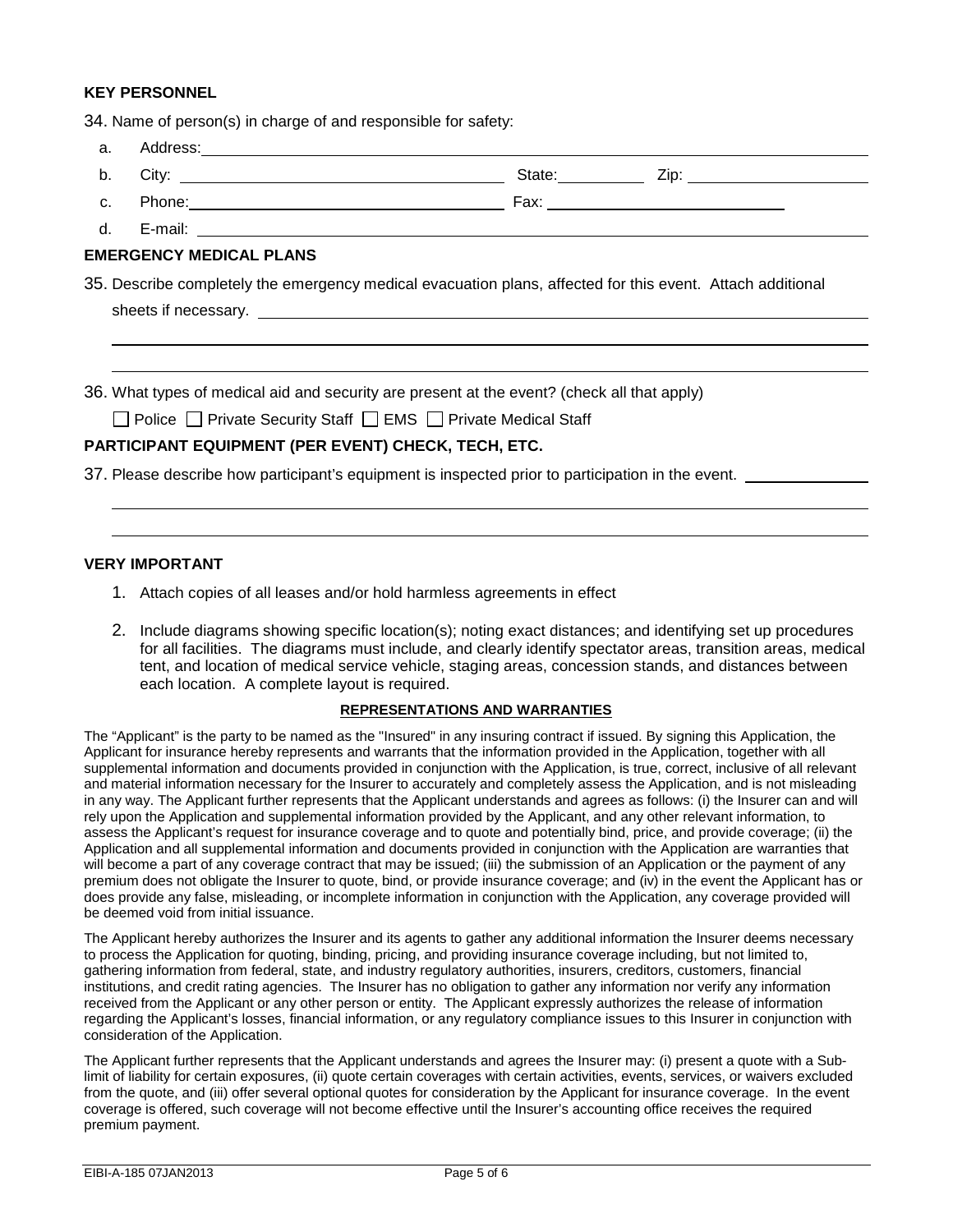**KEY PERSONNEL**

34. Name of person(s) in charge of and responsible for safety:

a. Address: 

b. City: State: Zip: 

c. Phone: Fax: 

d. E-mail: 

**EMERGENCY MEDICAL PLANS**

35. Describe completely the emergency medical evacuation plans, affected for this event. Attach additional sheets if necessary.

36. What types of medical aid and security are present at the event? (check all that apply)

☐ Police ☐ Private Security Staff ☐ EMS ☐ Private Medical Staff

**PARTICIPANT EQUIPMENT (PER EVENT) CHECK, TECH, ETC.**

37. Please describe how participant's equipment is inspected prior to participation in the event.

**VERY IMPORTANT**

1. Attach copies of all leases and/or hold harmless agreements in effect
2. Include diagrams showing specific location(s); noting exact distances; and identifying set up procedures for all facilities. The diagrams must include, and clearly identify spectator areas, transition areas, medical tent, and location of medical service vehicle, staging areas, concession stands, and distances between each location. A complete layout is required.

**REPRESENTATIONS AND WARRANTIES**

The "Applicant" is the party to be named as the "Insured" in any insuring contract if issued. By signing this Application, the Applicant for insurance hereby represents and warrants that the information provided in the Application, together with all supplemental information and documents provided in conjunction with the Application, is true, correct, inclusive of all relevant and material information necessary for the Insurer to accurately and completely assess the Application, and is not misleading in any way. The Applicant further represents that the Applicant understands and agrees as follows: (i) the Insurer can and will rely upon the Application and supplemental information provided by the Applicant, and any other relevant information, to assess the Applicant's request for insurance coverage and to quote and potentially bind, price, and provide coverage; (ii) the Application and all supplemental information and documents provided in conjunction with the Application are warranties that will become a part of any coverage contract that may be issued; (iii) the submission of an Application or the payment of any premium does not obligate the Insurer to quote, bind, or provide insurance coverage; and (iv) in the event the Applicant has or does provide any false, misleading, or incomplete information in conjunction with the Application, any coverage provided will be deemed void from initial issuance.

The Applicant hereby authorizes the Insurer and its agents to gather any additional information the Insurer deems necessary to process the Application for quoting, binding, pricing, and providing insurance coverage including, but not limited to, gathering information from federal, state, and industry regulatory authorities, insurers, creditors, customers, financial institutions, and credit rating agencies. The Insurer has no obligation to gather any information nor verify any information received from the Applicant or any other person or entity. The Applicant expressly authorizes the release of information regarding the Applicant's losses, financial information, or any regulatory compliance issues to this Insurer in conjunction with consideration of the Application.

The Applicant further represents that the Applicant understands and agrees the Insurer may: (i) present a quote with a Sub-limit of liability for certain exposures, (ii) quote certain coverages with certain activities, events, services, or waivers excluded from the quote, and (iii) offer several optional quotes for consideration by the Applicant for insurance coverage. In the event coverage is offered, such coverage will not become effective until the Insurer's accounting office receives the required premium payment.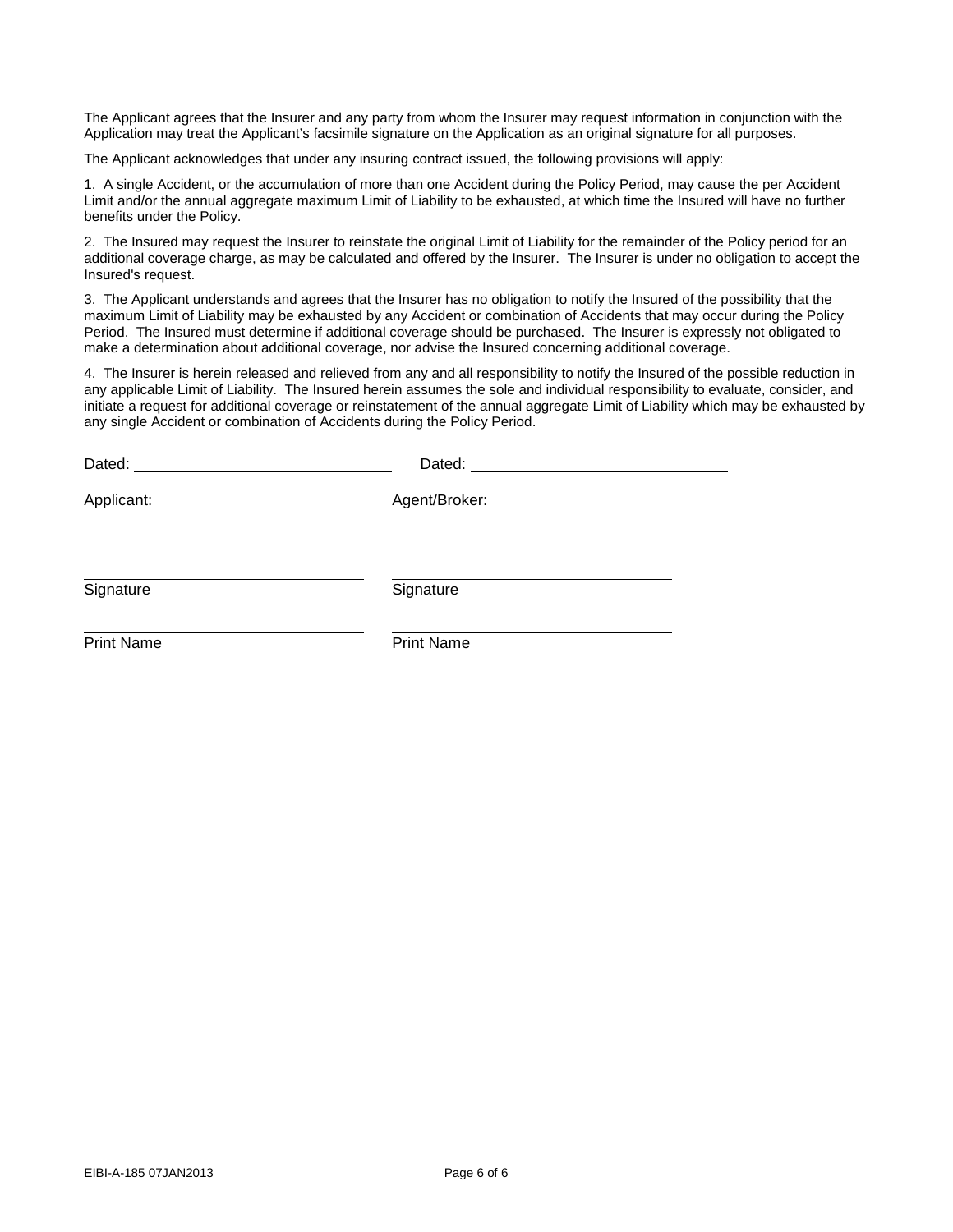The Applicant agrees that the Insurer and any party from whom the Insurer may request information in conjunction with the Application may treat the Applicant's facsimile signature on the Application as an original signature for all purposes.

The Applicant acknowledges that under any insuring contract issued, the following provisions will apply:

1. A single Accident, or the accumulation of more than one Accident during the Policy Period, may cause the per Accident Limit and/or the annual aggregate maximum Limit of Liability to be exhausted, at which time the Insured will have no further benefits under the Policy.

2. The Insured may request the Insurer to reinstate the original Limit of Liability for the remainder of the Policy period for an additional coverage charge, as may be calculated and offered by the Insurer. The Insurer is under no obligation to accept the Insured's request.

3. The Applicant understands and agrees that the Insurer has no obligation to notify the Insured of the possibility that the maximum Limit of Liability may be exhausted by any Accident or combination of Accidents that may occur during the Policy Period. The Insured must determine if additional coverage should be purchased. The Insurer is expressly not obligated to make a determination about additional coverage, nor advise the Insured concerning additional coverage.

4. The Insurer is herein released and relieved from any and all responsibility to notify the Insured of the possible reduction in any applicable Limit of Liability. The Insured herein assumes the sole and individual responsibility to evaluate, consider, and initiate a request for additional coverage or reinstatement of the annual aggregate Limit of Liability which may be exhausted by any single Accident or combination of Accidents during the Policy Period.

| | |
|---|---|
| Dated: ______________________ | Dated: ______________________ |
| Applicant: | Agent/Broker: |
| ______________________<br>Signature | ______________________<br>Signature |
| ______________________<br>Print Name | ______________________<br>Print Name |

EIBI-A-185 07JAN2013